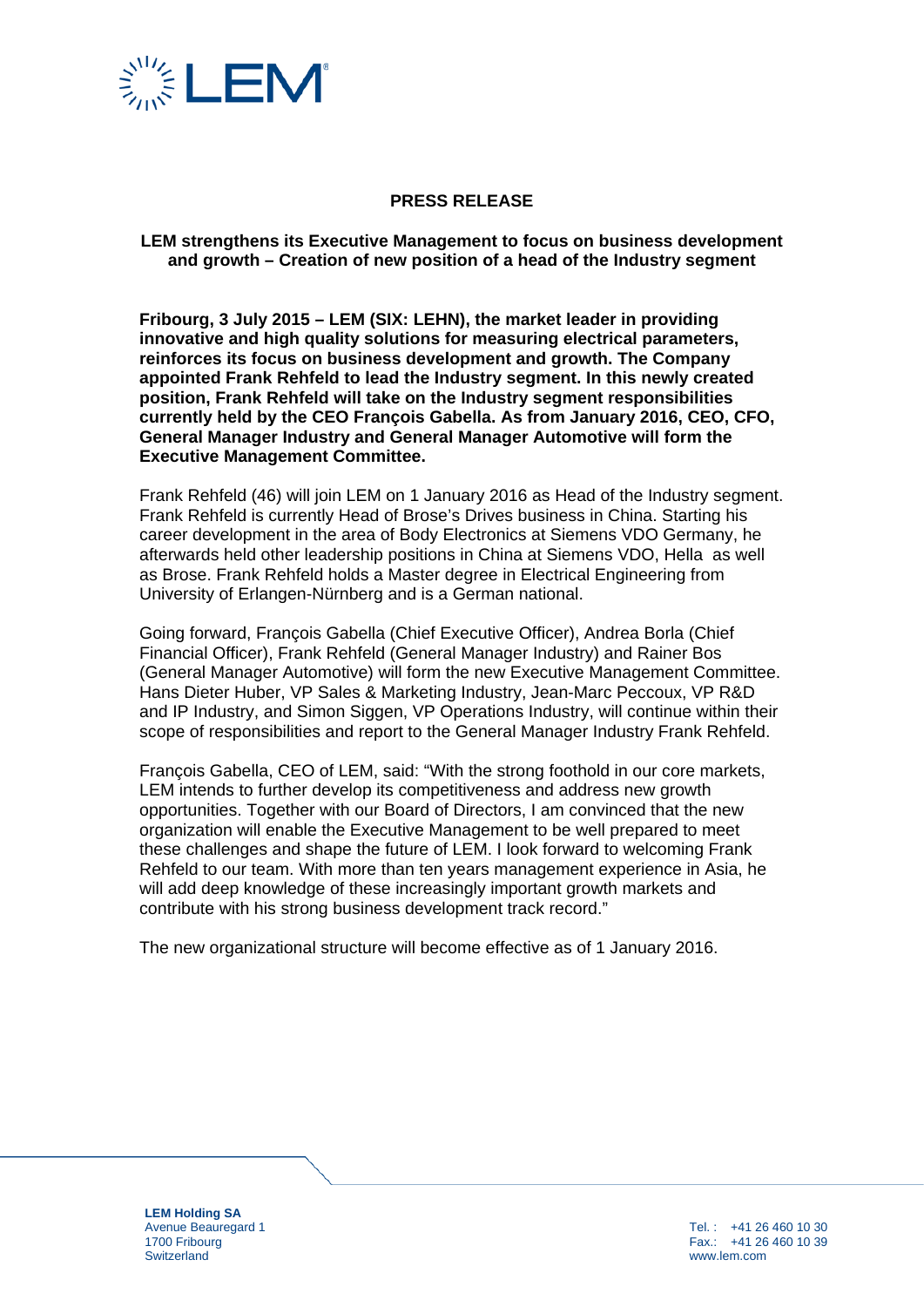# PRESS RELEASE

## LEM strengthens its Executive Management to focus on business development and growth – Creation of new position of a head of the Industry segment

**Fribourg, 3 July 2015 – LEM (SIX: LEHN), the market leader in providing innovative and high quality solutions for measuring electrical parameters, reinforces its focus on business development and growth. The Company appointed Frank Rehfeld to lead the Industry segment. In this newly created position, Frank Rehfeld will take on the Industry segment responsibilities currently held by the CEO François Gabella. As from January 2016, CEO, CFO, General Manager Industry and General Manager Automotive will form the Executive Management Committee.**

Frank Rehfeld (46) will join LEM on 1 January 2016 as Head of the Industry segment. Frank Rehfeld is currently Head of Brose's Drives business in China. Starting his career development in the area of Body Electronics at Siemens VDO Germany, he afterwards held other leadership positions in China at Siemens VDO, Hella as well as Brose. Frank Rehfeld holds a Master degree in Electrical Engineering from University of Erlangen-Nürnberg and is a German national.

Going forward, François Gabella (Chief Executive Officer), Andrea Borla (Chief Financial Officer), Frank Rehfeld (General Manager Industry) and Rainer Bos (General Manager Automotive) will form the new Executive Management Committee. Hans Dieter Huber, VP Sales & Marketing Industry, Jean-Marc Peccoux, VP R&D and IP Industry, and Simon Siggen, VP Operations Industry, will continue within their scope of responsibilities and report to the General Manager Industry Frank Rehfeld.

François Gabella, CEO of LEM, said: "With the strong foothold in our core markets, LEM intends to further develop its competitiveness and address new growth opportunities. Together with our Board of Directors, I am convinced that the new organization will enable the Executive Management to be well prepared to meet these challenges and shape the future of LEM. I look forward to welcoming Frank Rehfeld to our team. With more than ten years management experience in Asia, he will add deep knowledge of these increasingly important growth markets and contribute with his strong business development track record."

The new organizational structure will become effective as of 1 January 2016.

**LEM Holding SA**
Avenue Beauregard 1
1700 Fribourg
Switzerland

Tel. : +41 26 460 10 30
Fax.: +41 26 460 10 39
www.lem.com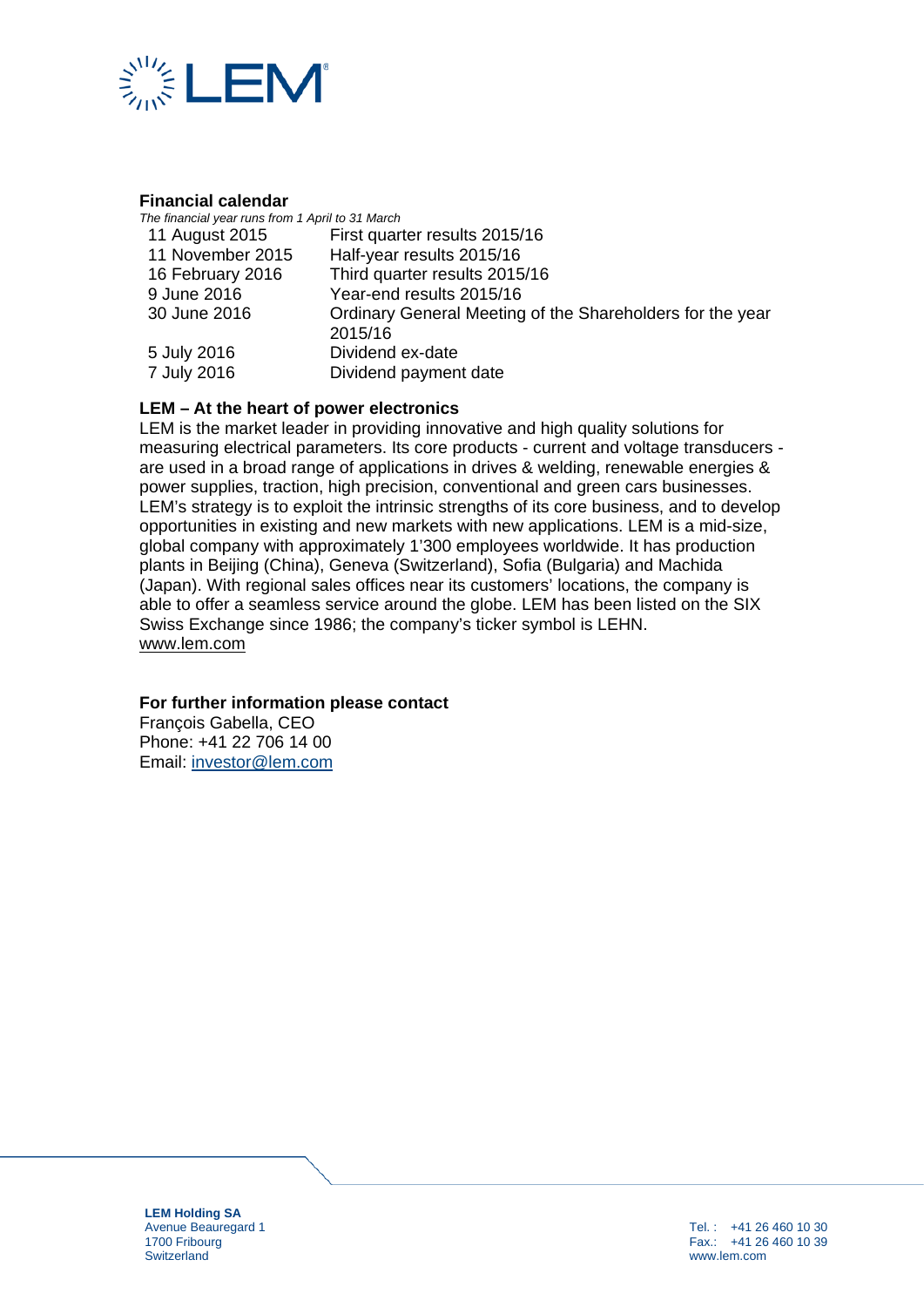## Financial calendar

*The financial year runs from 1 April to 31 March*

| | |
|---|---|
| 11 August 2015 | First quarter results 2015/16 |
| 11 November 2015 | Half-year results 2015/16 |
| 16 February 2016 | Third quarter results 2015/16 |
| 9 June 2016 | Year-end results 2015/16 |
| 30 June 2016 | Ordinary General Meeting of the Shareholders for the year 2015/16 |
| 5 July 2016 | Dividend ex-date |
| 7 July 2016 | Dividend payment date |

## LEM – At the heart of power electronics

LEM is the market leader in providing innovative and high quality solutions for measuring electrical parameters. Its core products - current and voltage transducers - are used in a broad range of applications in drives & welding, renewable energies & power supplies, traction, high precision, conventional and green cars businesses. LEM's strategy is to exploit the intrinsic strengths of its core business, and to develop opportunities in existing and new markets with new applications. LEM is a mid-size, global company with approximately 1'300 employees worldwide. It has production plants in Beijing (China), Geneva (Switzerland), Sofia (Bulgaria) and Machida (Japan). With regional sales offices near its customers' locations, the company is able to offer a seamless service around the globe. LEM has been listed on the SIX Swiss Exchange since 1986; the company's ticker symbol is LEHN.
www.lem.com

## For further information please contact

François Gabella, CEO
Phone: +41 22 706 14 00
Email: investor@lem.com

**LEM Holding SA**
Avenue Beauregard 1
1700 Fribourg
Switzerland

Tel. : +41 26 460 10 30
Fax.: +41 26 460 10 39
www.lem.com